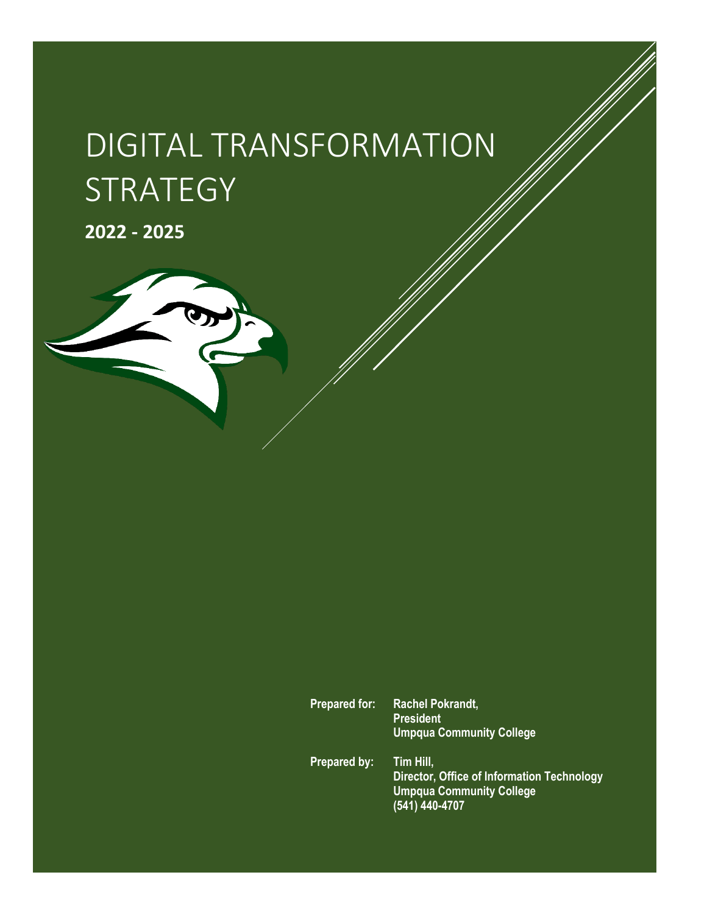# DIGITAL TRANSFORMATION STRATEGY

**2022 - 2025**

**Prepared for:** **Rachel Pokrandt,**
**President**
**Umpqua Community College**

**Prepared by:** **Tim Hill,**
**Director, Office of Information Technology**
**Umpqua Community College**
**(541) 440-4707**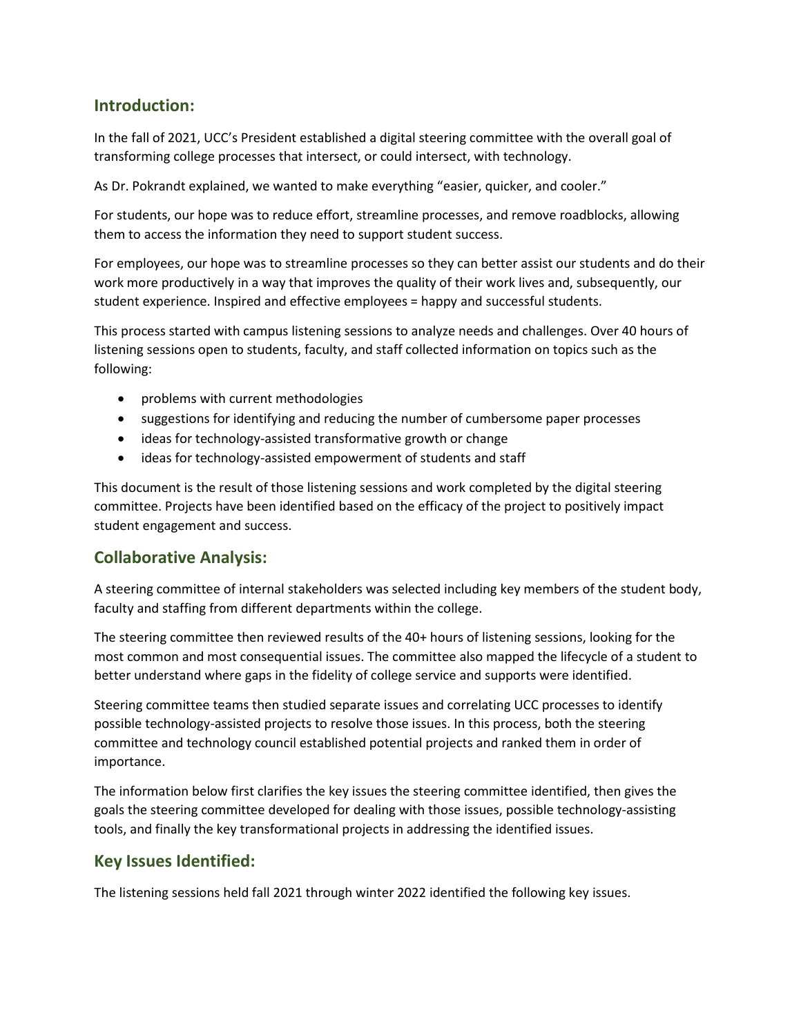## Introduction:

In the fall of 2021, UCC's President established a digital steering committee with the overall goal of transforming college processes that intersect, or could intersect, with technology.

As Dr. Pokrandt explained, we wanted to make everything "easier, quicker, and cooler."

For students, our hope was to reduce effort, streamline processes, and remove roadblocks, allowing them to access the information they need to support student success.

For employees, our hope was to streamline processes so they can better assist our students and do their work more productively in a way that improves the quality of their work lives and, subsequently, our student experience. Inspired and effective employees = happy and successful students.

This process started with campus listening sessions to analyze needs and challenges. Over 40 hours of listening sessions open to students, faculty, and staff collected information on topics such as the following:

- problems with current methodologies
- suggestions for identifying and reducing the number of cumbersome paper processes
- ideas for technology-assisted transformative growth or change
- ideas for technology-assisted empowerment of students and staff

This document is the result of those listening sessions and work completed by the digital steering committee. Projects have been identified based on the efficacy of the project to positively impact student engagement and success.

## Collaborative Analysis:

A steering committee of internal stakeholders was selected including key members of the student body, faculty and staffing from different departments within the college.

The steering committee then reviewed results of the 40+ hours of listening sessions, looking for the most common and most consequential issues. The committee also mapped the lifecycle of a student to better understand where gaps in the fidelity of college service and supports were identified.

Steering committee teams then studied separate issues and correlating UCC processes to identify possible technology-assisted projects to resolve those issues. In this process, both the steering committee and technology council established potential projects and ranked them in order of importance.

The information below first clarifies the key issues the steering committee identified, then gives the goals the steering committee developed for dealing with those issues, possible technology-assisting tools, and finally the key transformational projects in addressing the identified issues.

## Key Issues Identified:

The listening sessions held fall 2021 through winter 2022 identified the following key issues.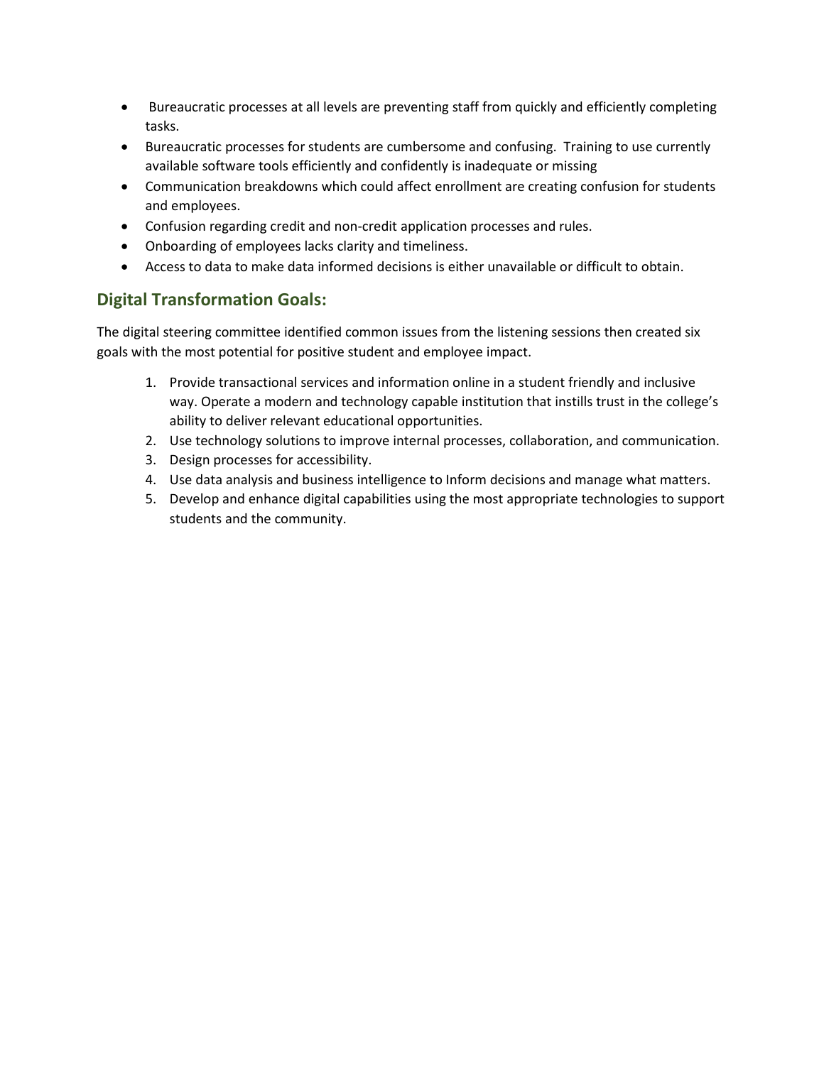- Bureaucratic processes at all levels are preventing staff from quickly and efficiently completing tasks.
- Bureaucratic processes for students are cumbersome and confusing. Training to use currently available software tools efficiently and confidently is inadequate or missing
- Communication breakdowns which could affect enrollment are creating confusion for students and employees.
- Confusion regarding credit and non-credit application processes and rules.
- Onboarding of employees lacks clarity and timeliness.
- Access to data to make data informed decisions is either unavailable or difficult to obtain.

## Digital Transformation Goals:

The digital steering committee identified common issues from the listening sessions then created six goals with the most potential for positive student and employee impact.

1. Provide transactional services and information online in a student friendly and inclusive way. Operate a modern and technology capable institution that instills trust in the college's ability to deliver relevant educational opportunities.
2. Use technology solutions to improve internal processes, collaboration, and communication.
3. Design processes for accessibility.
4. Use data analysis and business intelligence to Inform decisions and manage what matters.
5. Develop and enhance digital capabilities using the most appropriate technologies to support students and the community.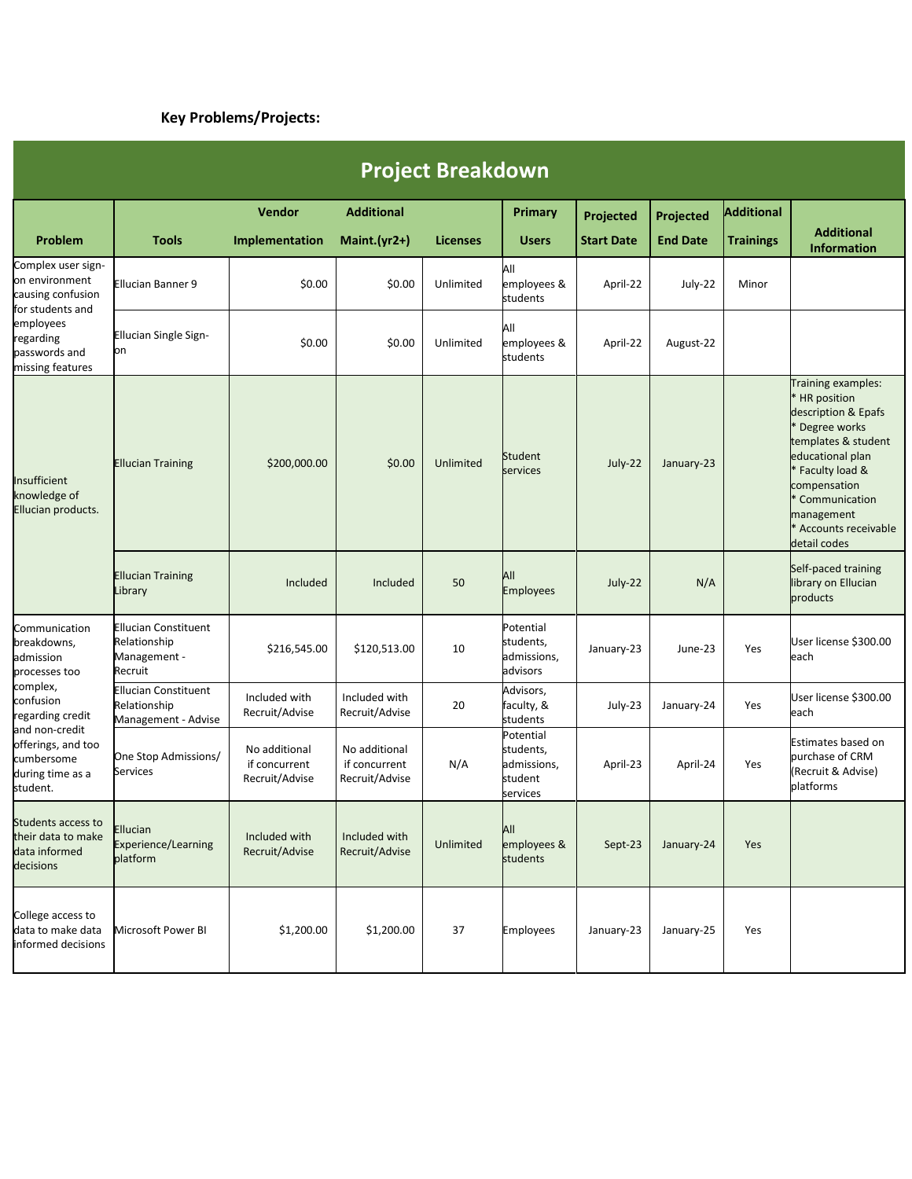**Key Problems/Projects:**

| Project Breakdown | | | | | | | | | |
|---|---|---|---|---|---|---|---|---|---|
| **Problem** | **Tools** | **Vendor Implementation** | **Additional Maint.(yr2+)** | **Licenses** | **Primary Users** | **Projected Start Date** | **Projected End Date** | **Additional Trainings** | **Additional Information** |
| Complex user sign-on environment causing confusion for students and employees regarding passwords and missing features | Ellucian Banner 9 | $0.00 | $0.00 | Unlimited | All employees & students | April-22 | July-22 | Minor | |
| | Ellucian Single Sign-on | $0.00 | $0.00 | Unlimited | All employees & students | April-22 | August-22 | | |
| Insufficient knowledge of Ellucian products. | Ellucian Training | $200,000.00 | $0.00 | Unlimited | Student services | July-22 | January-23 | | Training examples: * HR position description & Epafs * Degree works templates & student educational plan * Faculty load & compensation * Communication management * Accounts receivable detail codes |
| | Ellucian Training Library | Included | Included | 50 | All Employees | July-22 | N/A | | Self-paced training library on Ellucian products |
| Communication breakdowns, admission processes too complex, confusion regarding credit and non-credit offerings, and too cumbersome during time as a student. | Ellucian Constituent Relationship Management - Recruit | $216,545.00 | $120,513.00 | 10 | Potential students, admissions, advisors | January-23 | June-23 | Yes | User license $300.00 each |
| | Ellucian Constituent Relationship Management - Advise | Included with Recruit/Advise | Included with Recruit/Advise | 20 | Advisors, faculty, & students | July-23 | January-24 | Yes | User license $300.00 each |
| | One Stop Admissions/ Services | No additional if concurrent Recruit/Advise | No additional if concurrent Recruit/Advise | N/A | Potential students, admissions, student services | April-23 | April-24 | Yes | Estimates based on purchase of CRM (Recruit & Advise) platforms |
| Students access to their data to make data informed decisions | Ellucian Experience/Learning platform | Included with Recruit/Advise | Included with Recruit/Advise | Unlimited | All employees & students | Sept-23 | January-24 | Yes | |
| College access to data to make data informed decisions | Microsoft Power BI | $1,200.00 | $1,200.00 | 37 | Employees | January-23 | January-25 | Yes | |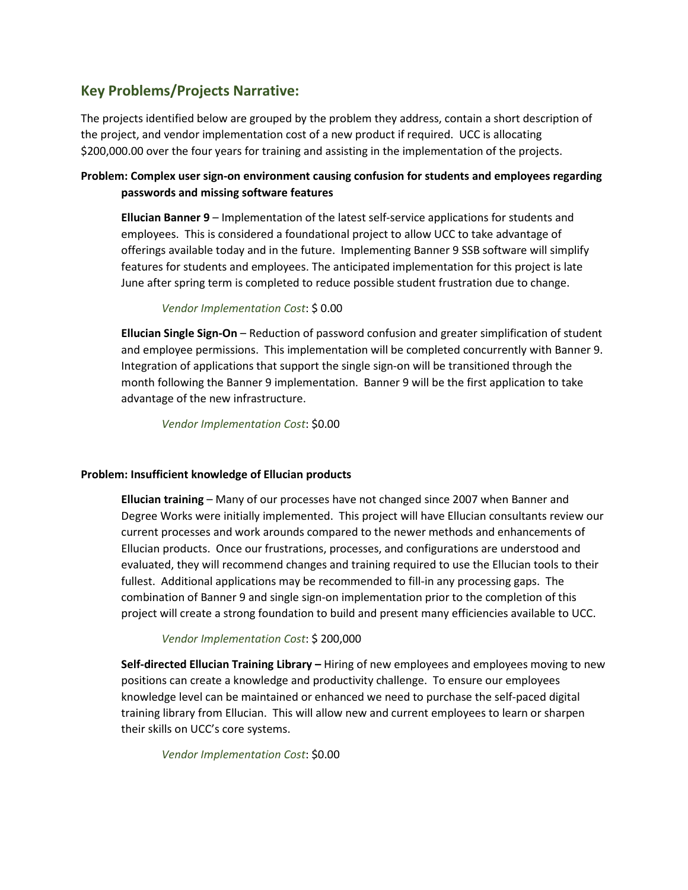## Key Problems/Projects Narrative:

The projects identified below are grouped by the problem they address, contain a short description of the project, and vendor implementation cost of a new product if required. UCC is allocating $200,000.00 over the four years for training and assisting in the implementation of the projects.

**Problem: Complex user sign-on environment causing confusion for students and employees regarding passwords and missing software features**

**Ellucian Banner 9** – Implementation of the latest self-service applications for students and employees. This is considered a foundational project to allow UCC to take advantage of offerings available today and in the future. Implementing Banner 9 SSB software will simplify features for students and employees. The anticipated implementation for this project is late June after spring term is completed to reduce possible student frustration due to change.

*Vendor Implementation Cost*: $ 0.00

**Ellucian Single Sign-On** – Reduction of password confusion and greater simplification of student and employee permissions. This implementation will be completed concurrently with Banner 9. Integration of applications that support the single sign-on will be transitioned through the month following the Banner 9 implementation. Banner 9 will be the first application to take advantage of the new infrastructure.

*Vendor Implementation Cost*: $0.00

**Problem: Insufficient knowledge of Ellucian products**

**Ellucian training** – Many of our processes have not changed since 2007 when Banner and Degree Works were initially implemented. This project will have Ellucian consultants review our current processes and work arounds compared to the newer methods and enhancements of Ellucian products. Once our frustrations, processes, and configurations are understood and evaluated, they will recommend changes and training required to use the Ellucian tools to their fullest. Additional applications may be recommended to fill-in any processing gaps. The combination of Banner 9 and single sign-on implementation prior to the completion of this project will create a strong foundation to build and present many efficiencies available to UCC.

*Vendor Implementation Cost*: $ 200,000

**Self-directed Ellucian Training Library –** Hiring of new employees and employees moving to new positions can create a knowledge and productivity challenge. To ensure our employees knowledge level can be maintained or enhanced we need to purchase the self-paced digital training library from Ellucian. This will allow new and current employees to learn or sharpen their skills on UCC's core systems.

*Vendor Implementation Cost*: $0.00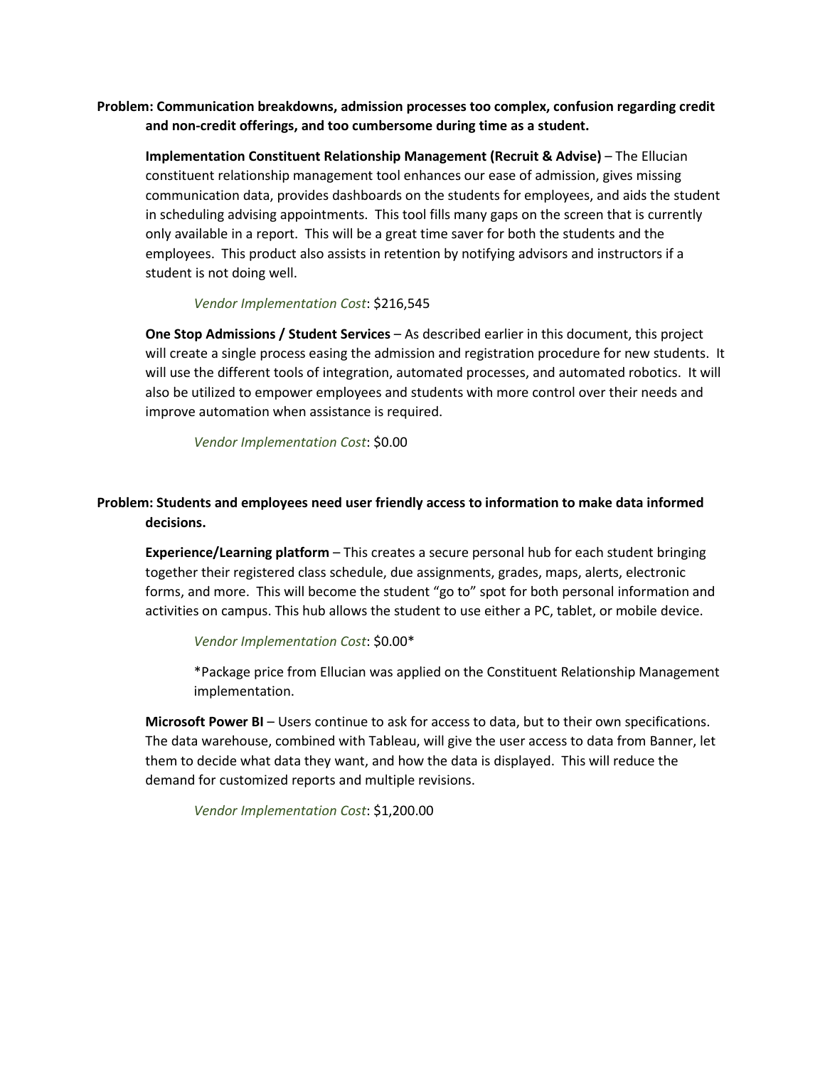**Problem: Communication breakdowns, admission processes too complex, confusion regarding credit and non-credit offerings, and too cumbersome during time as a student.**

**Implementation Constituent Relationship Management (Recruit & Advise)** – The Ellucian constituent relationship management tool enhances our ease of admission, gives missing communication data, provides dashboards on the students for employees, and aids the student in scheduling advising appointments. This tool fills many gaps on the screen that is currently only available in a report. This will be a great time saver for both the students and the employees. This product also assists in retention by notifying advisors and instructors if a student is not doing well.

*Vendor Implementation Cost*: $216,545

**One Stop Admissions / Student Services** – As described earlier in this document, this project will create a single process easing the admission and registration procedure for new students. It will use the different tools of integration, automated processes, and automated robotics. It will also be utilized to empower employees and students with more control over their needs and improve automation when assistance is required.

*Vendor Implementation Cost*: $0.00

**Problem: Students and employees need user friendly access to information to make data informed decisions.**

**Experience/Learning platform** – This creates a secure personal hub for each student bringing together their registered class schedule, due assignments, grades, maps, alerts, electronic forms, and more. This will become the student "go to" spot for both personal information and activities on campus. This hub allows the student to use either a PC, tablet, or mobile device.

*Vendor Implementation Cost*: $0.00*

*Package price from Ellucian was applied on the Constituent Relationship Management implementation.

**Microsoft Power BI** – Users continue to ask for access to data, but to their own specifications. The data warehouse, combined with Tableau, will give the user access to data from Banner, let them to decide what data they want, and how the data is displayed. This will reduce the demand for customized reports and multiple revisions.

*Vendor Implementation Cost*: $1,200.00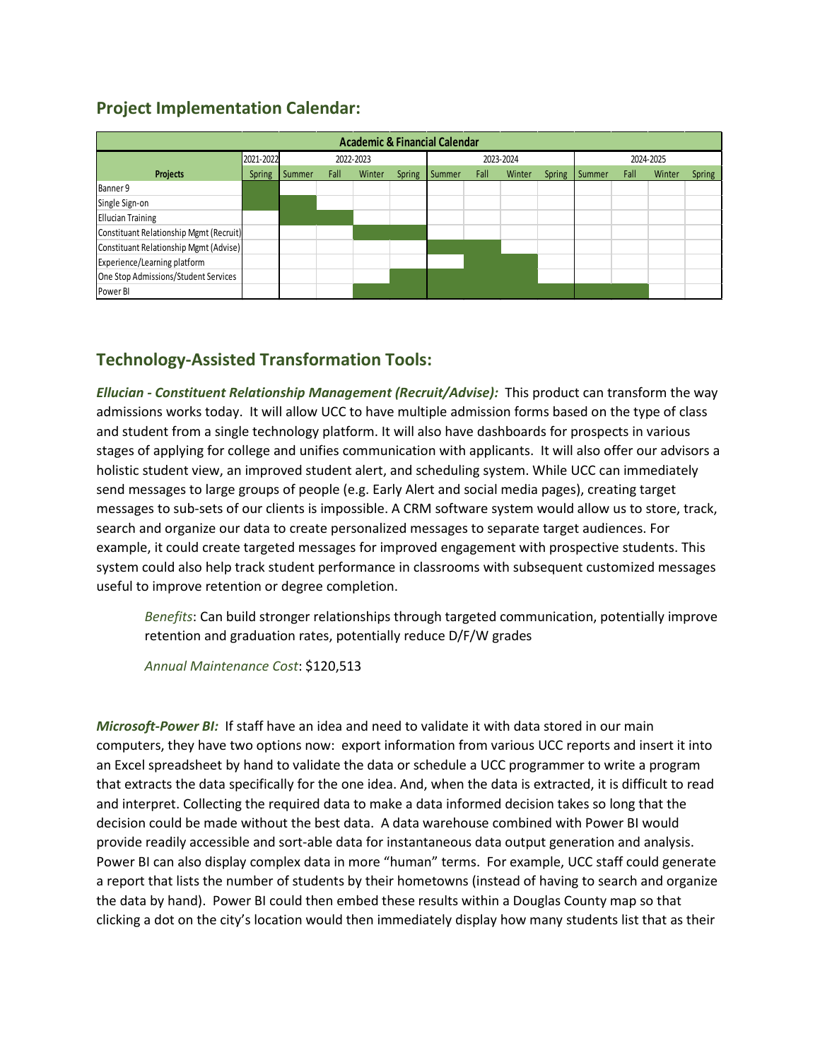## Project Implementation Calendar:

| Academic & Financial Calendar | | | | | | | | | | | | | |
|---|---|---|---|---|---|---|---|---|---|---|---|---|---|
| | 2021-2022 | 2022-2023 | | | | 2023-2024 | | | | 2024-2025 | | | |
| **Projects** | Spring | Summer | Fall | Winter | Spring | Summer | Fall | Winter | Spring | Summer | Fall | Winter | Spring |
| Banner 9 | ■ | | | | | | | | | | | | |
| Single Sign-on | ■ | ■ | | | | | | | | | | | |
| Ellucian Training | | ■ | ■ | | | | | | | | | | |
| Constituant Relationship Mgmt (Recruit) | | | | ■ | ■ | | | | | | | | |
| Constituant Relationship Mgmt (Advise) | | | | | | ■ | ■ | | | | | | |
| Experience/Learning platform | | | | | | | ■ | ■ | | | | | |
| One Stop Admissions/Student Services | | | | | ■ | ■ | ■ | ■ | | | | | |
| Power BI | | | | ■ | ■ | ■ | ■ | ■ | ■ | ■ | ■ | | |

## Technology-Assisted Transformation Tools:

***Ellucian - Constituent Relationship Management (Recruit/Advise):*** This product can transform the way admissions works today. It will allow UCC to have multiple admission forms based on the type of class and student from a single technology platform. It will also have dashboards for prospects in various stages of applying for college and unifies communication with applicants. It will also offer our advisors a holistic student view, an improved student alert, and scheduling system. While UCC can immediately send messages to large groups of people (e.g. Early Alert and social media pages), creating target messages to sub-sets of our clients is impossible. A CRM software system would allow us to store, track, search and organize our data to create personalized messages to separate target audiences. For example, it could create targeted messages for improved engagement with prospective students. This system could also help track student performance in classrooms with subsequent customized messages useful to improve retention or degree completion.

> *Benefits*: Can build stronger relationships through targeted communication, potentially improve retention and graduation rates, potentially reduce D/F/W grades
>
> *Annual Maintenance Cost*: $120,513

***Microsoft-Power BI:*** If staff have an idea and need to validate it with data stored in our main computers, they have two options now: export information from various UCC reports and insert it into an Excel spreadsheet by hand to validate the data or schedule a UCC programmer to write a program that extracts the data specifically for the one idea. And, when the data is extracted, it is difficult to read and interpret. Collecting the required data to make a data informed decision takes so long that the decision could be made without the best data. A data warehouse combined with Power BI would provide readily accessible and sort-able data for instantaneous data output generation and analysis. Power BI can also display complex data in more "human" terms. For example, UCC staff could generate a report that lists the number of students by their hometowns (instead of having to search and organize the data by hand). Power BI could then embed these results within a Douglas County map so that clicking a dot on the city's location would then immediately display how many students list that as their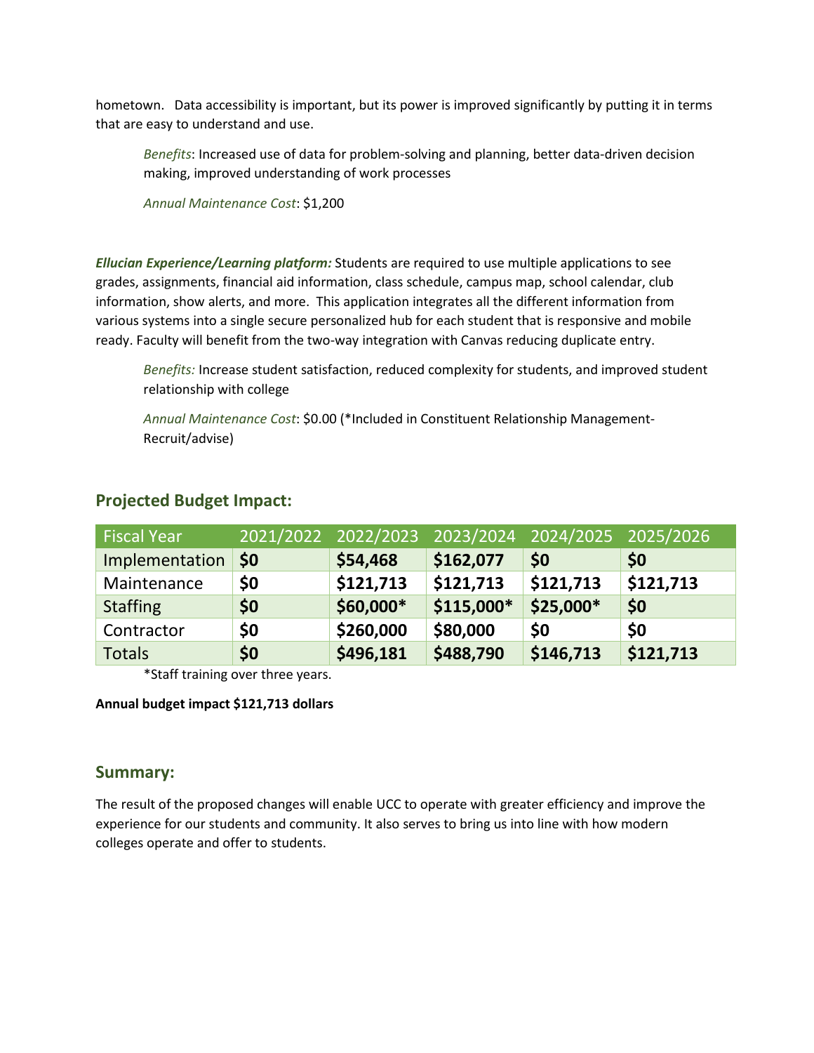hometown. Data accessibility is important, but its power is improved significantly by putting it in terms that are easy to understand and use.

*Benefits*: Increased use of data for problem-solving and planning, better data-driven decision making, improved understanding of work processes

*Annual Maintenance Cost*: $1,200

***Ellucian Experience/Learning platform:*** Students are required to use multiple applications to see grades, assignments, financial aid information, class schedule, campus map, school calendar, club information, show alerts, and more. This application integrates all the different information from various systems into a single secure personalized hub for each student that is responsive and mobile ready. Faculty will benefit from the two-way integration with Canvas reducing duplicate entry.

*Benefits:* Increase student satisfaction, reduced complexity for students, and improved student relationship with college

*Annual Maintenance Cost*: $0.00 (*Included in Constituent Relationship Management-Recruit/advise)

## Projected Budget Impact:

| Fiscal Year | 2021/2022 | 2022/2023 | 2023/2024 | 2024/2025 | 2025/2026 |
|---|---|---|---|---|---|
| Implementation | **$0** | **$54,468** | **$162,077** | **$0** | **$0** |
| Maintenance | **$0** | **$121,713** | **$121,713** | **$121,713** | **$121,713** |
| Staffing | **$0** | **$60,000*** | **$115,000*** | **$25,000*** | **$0** |
| Contractor | **$0** | **$260,000** | **$80,000** | **$0** | **$0** |
| Totals | **$0** | **$496,181** | **$488,790** | **$146,713** | **$121,713** |

*Staff training over three years.

**Annual budget impact $121,713 dollars**

## Summary:

The result of the proposed changes will enable UCC to operate with greater efficiency and improve the experience for our students and community. It also serves to bring us into line with how modern colleges operate and offer to students.